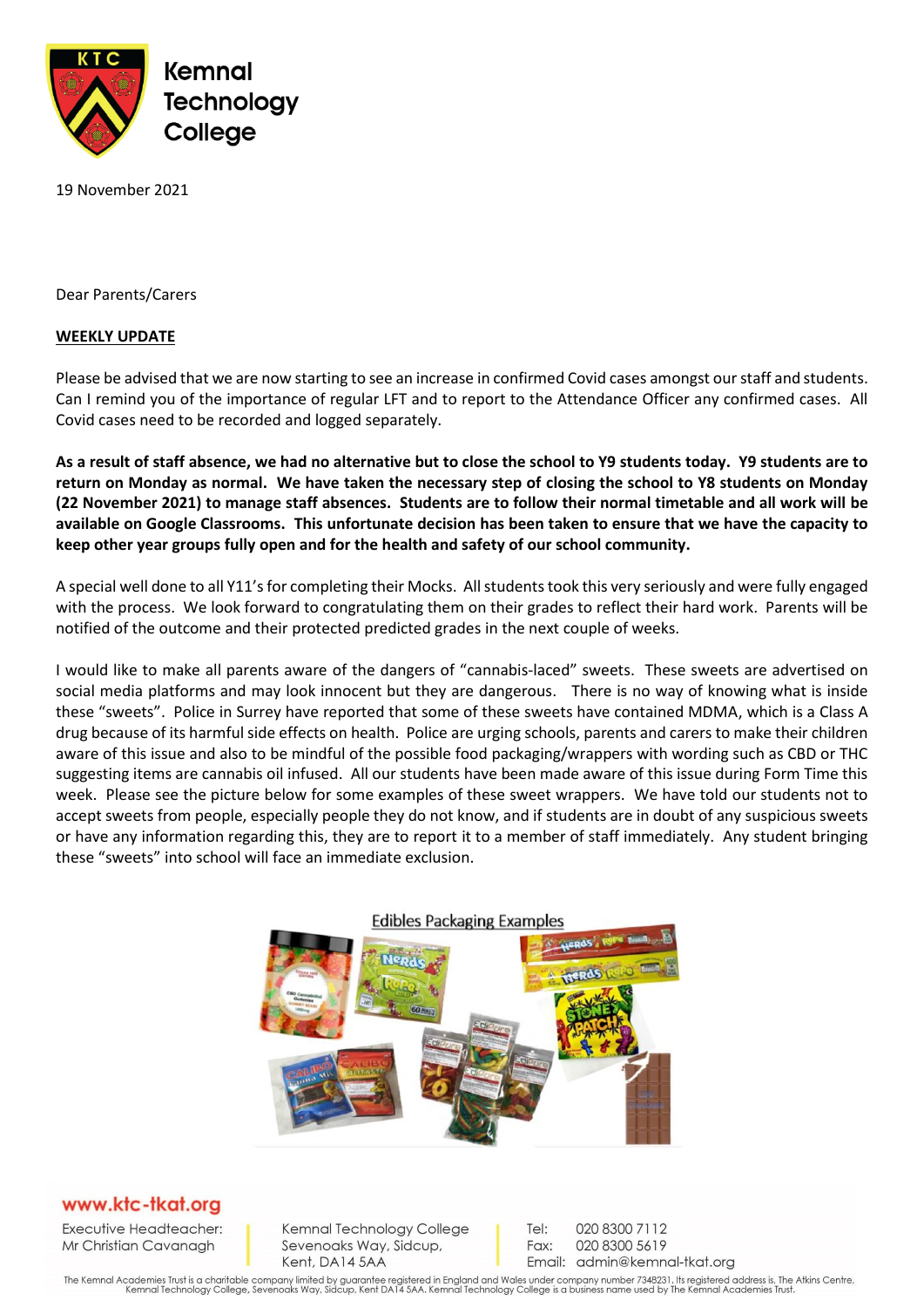Kemnal Technology College

19 November 2021

Dear Parents/Carers

**WEEKLY UPDATE**

Please be advised that we are now starting to see an increase in confirmed Covid cases amongst our staff and students. Can I remind you of the importance of regular LFT and to report to the Attendance Officer any confirmed cases. All Covid cases need to be recorded and logged separately.

**As a result of staff absence, we had no alternative but to close the school to Y9 students today. Y9 students are to return on Monday as normal. We have taken the necessary step of closing the school to Y8 students on Monday (22 November 2021) to manage staff absences. Students are to follow their normal timetable and all work will be available on Google Classrooms. This unfortunate decision has been taken to ensure that we have the capacity to keep other year groups fully open and for the health and safety of our school community.**

A special well done to all Y11's for completing their Mocks. All students took this very seriously and were fully engaged with the process. We look forward to congratulating them on their grades to reflect their hard work. Parents will be notified of the outcome and their protected predicted grades in the next couple of weeks.

I would like to make all parents aware of the dangers of "cannabis-laced" sweets. These sweets are advertised on social media platforms and may look innocent but they are dangerous. There is no way of knowing what is inside these "sweets". Police in Surrey have reported that some of these sweets have contained MDMA, which is a Class A drug because of its harmful side effects on health. Police are urging schools, parents and carers to make their children aware of this issue and also to be mindful of the possible food packaging/wrappers with wording such as CBD or THC suggesting items are cannabis oil infused. All our students have been made aware of this issue during Form Time this week. Please see the picture below for some examples of these sweet wrappers. We have told our students not to accept sweets from people, especially people they do not know, and if students are in doubt of any suspicious sweets or have any information regarding this, they are to report it to a member of staff immediately. Any student bringing these "sweets" into school will face an immediate exclusion.

Edibles Packaging Examples

www.ktc-tkat.org

Executive Headteacher: Mr Christian Cavanagh

Kemnal Technology College, Sevenoaks Way, Sidcup, Kent, DA14 5AA

Tel: 020 8300 7112
Fax: 020 8300 5619
Email: admin@kemnal-tkat.org

The Kemnal Academies Trust is a charitable company limited by guarantee registered in England and Wales under company number 7348231. Its registered address is, The Atkins Centre, Kemnal Technology College, Sevenoaks Way, Sidcup, Kent DA14 5AA. Kemnal Technology College is a business name used by The Kemnal Academies Trust.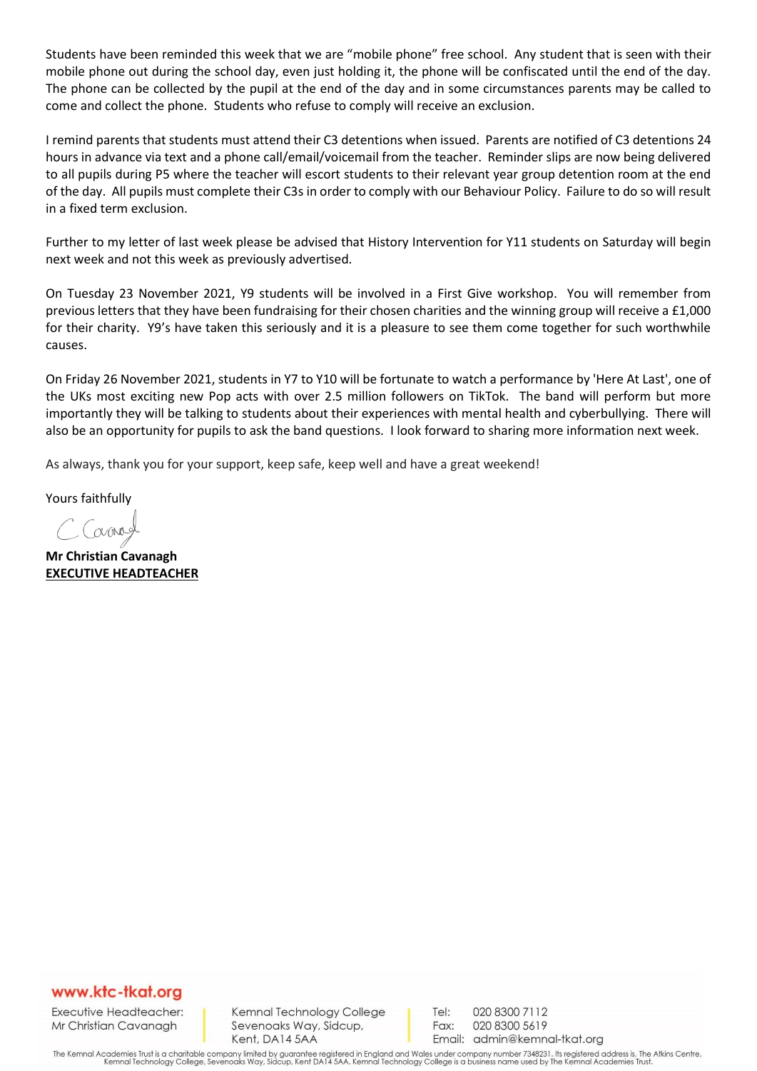Students have been reminded this week that we are "mobile phone" free school. Any student that is seen with their mobile phone out during the school day, even just holding it, the phone will be confiscated until the end of the day. The phone can be collected by the pupil at the end of the day and in some circumstances parents may be called to come and collect the phone. Students who refuse to comply will receive an exclusion.

I remind parents that students must attend their C3 detentions when issued. Parents are notified of C3 detentions 24 hours in advance via text and a phone call/email/voicemail from the teacher. Reminder slips are now being delivered to all pupils during P5 where the teacher will escort students to their relevant year group detention room at the end of the day. All pupils must complete their C3s in order to comply with our Behaviour Policy. Failure to do so will result in a fixed term exclusion.

Further to my letter of last week please be advised that History Intervention for Y11 students on Saturday will begin next week and not this week as previously advertised.

On Tuesday 23 November 2021, Y9 students will be involved in a First Give workshop. You will remember from previous letters that they have been fundraising for their chosen charities and the winning group will receive a £1,000 for their charity. Y9's have taken this seriously and it is a pleasure to see them come together for such worthwhile causes.

On Friday 26 November 2021, students in Y7 to Y10 will be fortunate to watch a performance by 'Here At Last', one of the UKs most exciting new Pop acts with over 2.5 million followers on TikTok. The band will perform but more importantly they will be talking to students about their experiences with mental health and cyberbullying. There will also be an opportunity for pupils to ask the band questions. I look forward to sharing more information next week.

As always, thank you for your support, keep safe, keep well and have a great weekend!

Yours faithfully

C Cavanagh

**Mr Christian Cavanagh**
**EXECUTIVE HEADTEACHER**

www.ktc-tkat.org

Executive Headteacher: Mr Christian Cavanagh

Kemnal Technology College
Sevenoaks Way, Sidcup,
Kent, DA14 5AA

Tel: 020 8300 7112
Fax: 020 8300 5619
Email: admin@kemnal-tkat.org

The Kemnal Academies Trust is a charitable company limited by guarantee registered in England and Wales under company number 7348231. Its registered address is, The Atkins Centre, Kemnal Technology College, Sevenoaks Way, Sidcup, Kent DA14 5AA. Kemnal Technology College is a business name used by The Kemnal Academies Trust.